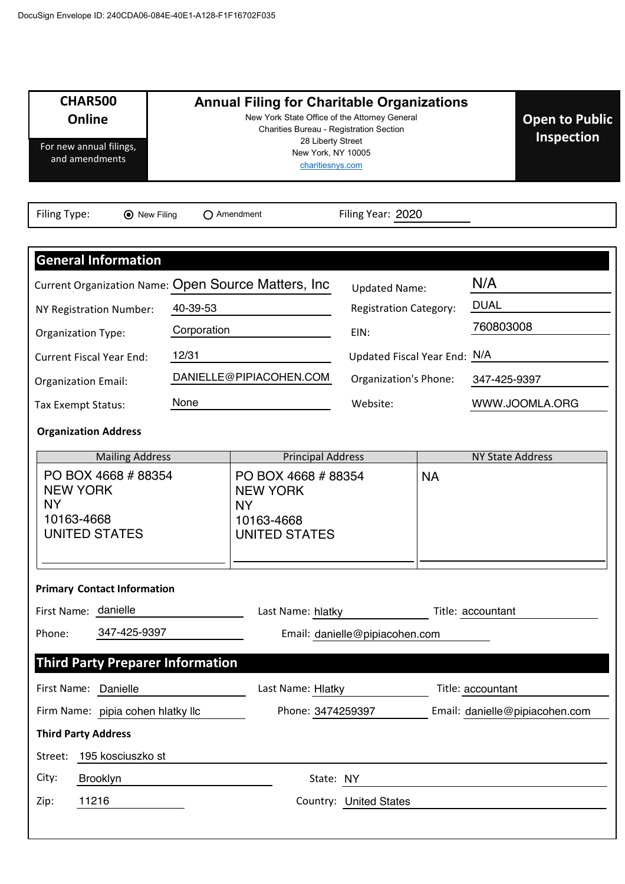DocuSign Envelope ID: 240CDA06-084E-40E1-A128-F1F16702F035

| CHAR500 Online | Annual Filing for Charitable Organizations | Open to Public Inspection |
|---|---|---|
| For new annual filings, and amendments | New York State Office of the Attorney General<br>Charities Bureau - Registration Section<br>28 Liberty Street<br>New York, NY 10005<br>charitiesnys.com | |

Filing Type: (●) New Filing ( ) Amendment     Filing Year: 2020

## General Information

| | | | |
|---|---|---|---|
| Current Organization Name: | Open Source Matters, Inc | Updated Name: | N/A |
| NY Registration Number: | 40-39-53 | Registration Category: | DUAL |
| Organization Type: | Corporation | EIN: | 760803008 |
| Current Fiscal Year End: | 12/31 | Updated Fiscal Year End: | N/A |
| Organization Email: | DANIELLE@PIPIACOHEN.COM | Organization's Phone: | 347-425-9397 |
| Tax Exempt Status: | None | Website: | WWW.JOOMLA.ORG |

### Organization Address

| Mailing Address | Principal Address | NY State Address |
|---|---|---|
| PO BOX 4668 # 88354<br>NEW YORK<br>NY<br>10163-4668<br>UNITED STATES | PO BOX 4668 # 88354<br>NEW YORK<br>NY<br>10163-4668<br>UNITED STATES | NA |

### Primary Contact Information

First Name: danielle     Last Name: hlatky     Title: accountant

Phone: 347-425-9397     Email: danielle@pipiacohen.com

## Third Party Preparer Information

First Name: Danielle     Last Name: Hlatky     Title: accountant

Firm Name: pipia cohen hlatky llc     Phone: 3474259397     Email: danielle@pipiacohen.com

### Third Party Address

Street: 195 kosciuszko st

City: Brooklyn     State: NY

Zip: 11216     Country: United States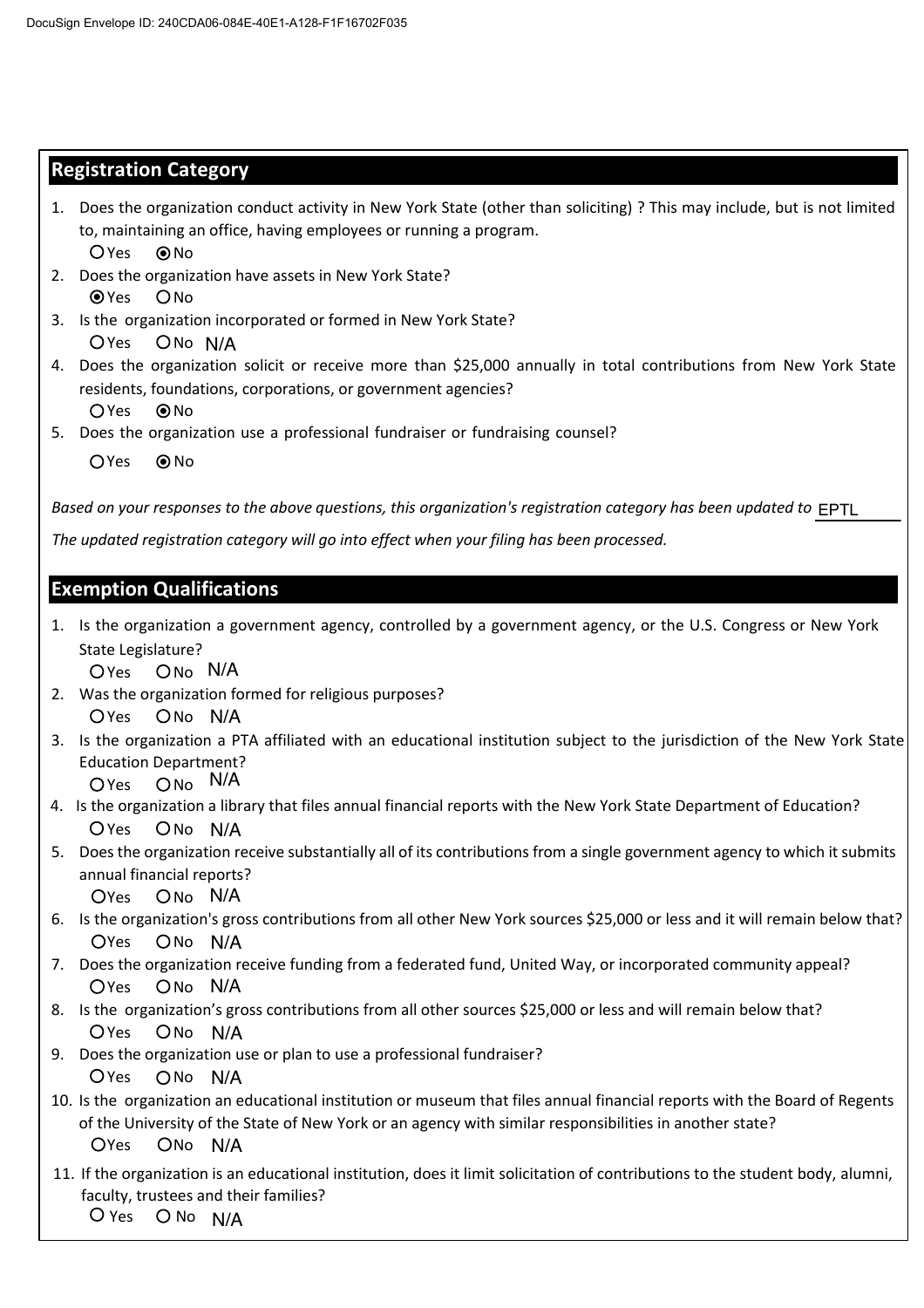## Registration Category

1. Does the organization conduct activity in New York State (other than soliciting) ? This may include, but is not limited to, maintaining an office, having employees or running a program.

   ○ Yes ◉ No

2. Does the organization have assets in New York State?

   ◉ Yes ○ No

3. Is the organization incorporated or formed in New York State?

   ○ Yes ○ No N/A

4. Does the organization solicit or receive more than $25,000 annually in total contributions from New York State residents, foundations, corporations, or government agencies?

   ○ Yes ◉ No

5. Does the organization use a professional fundraiser or fundraising counsel?

   ○ Yes ◉ No

*Based on your responses to the above questions, this organization's registration category has been updated to* EPTL

*The updated registration category will go into effect when your filing has been processed.*

## Exemption Qualifications

1. Is the organization a government agency, controlled by a government agency, or the U.S. Congress or New York State Legislature?

   ○ Yes ○ No N/A

2. Was the organization formed for religious purposes?

   ○ Yes ○ No N/A

3. Is the organization a PTA affiliated with an educational institution subject to the jurisdiction of the New York State Education Department?

   ○ Yes ○ No N/A

4. Is the organization a library that files annual financial reports with the New York State Department of Education?

   ○ Yes ○ No N/A

5. Does the organization receive substantially all of its contributions from a single government agency to which it submits annual financial reports?

   ○ Yes ○ No N/A

6. Is the organization's gross contributions from all other New York sources $25,000 or less and it will remain below that?

   ○ Yes ○ No N/A

7. Does the organization receive funding from a federated fund, United Way, or incorporated community appeal?

   ○ Yes ○ No N/A

8. Is the organization's gross contributions from all other sources $25,000 or less and will remain below that?

   ○ Yes ○ No N/A

9. Does the organization use or plan to use a professional fundraiser?

   ○ Yes ○ No N/A

10. Is the organization an educational institution or museum that files annual financial reports with the Board of Regents of the University of the State of New York or an agency with similar responsibilities in another state?

    ○ Yes ○ No N/A

11. If the organization is an educational institution, does it limit solicitation of contributions to the student body, alumni, faculty, trustees and their families?

    ○ Yes ○ No N/A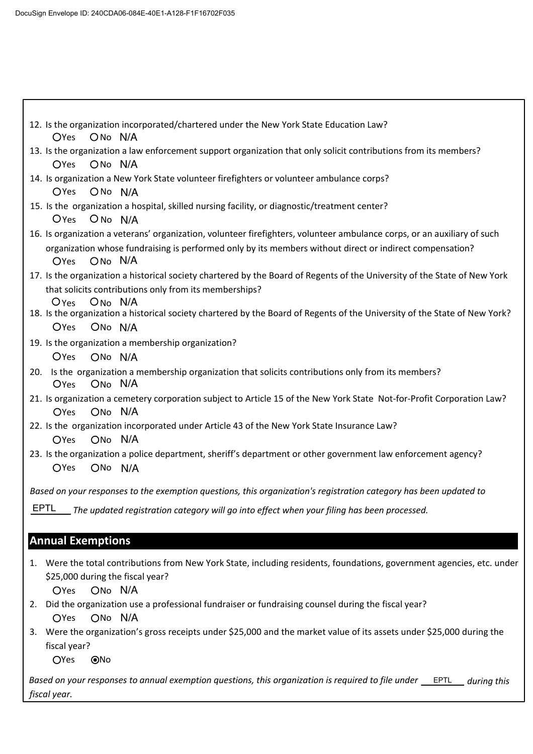12. Is the organization incorporated/chartered under the New York State Education Law?
    ○Yes ○No N/A
13. Is the organization a law enforcement support organization that only solicit contributions from its members?
    ○Yes ○No N/A
14. Is organization a New York State volunteer firefighters or volunteer ambulance corps?
    ○Yes ○No N/A
15. Is the organization a hospital, skilled nursing facility, or diagnostic/treatment center?
    ○Yes ○No N/A
16. Is organization a veterans' organization, volunteer firefighters, volunteer ambulance corps, or an auxiliary of such organization whose fundraising is performed only by its members without direct or indirect compensation?
    ○Yes ○No N/A
17. Is the organization a historical society chartered by the Board of Regents of the University of the State of New York that solicits contributions only from its memberships?
    ○Yes ○No N/A
18. Is the organization a historical society chartered by the Board of Regents of the University of the State of New York?
    ○Yes ○No N/A
19. Is the organization a membership organization?
    ○Yes ○No N/A
20. Is the organization a membership organization that solicits contributions only from its members?
    ○Yes ○No N/A
21. Is organization a cemetery corporation subject to Article 15 of the New York State Not-for-Profit Corporation Law?
    ○Yes ○No N/A
22. Is the organization incorporated under Article 43 of the New York State Insurance Law?
    ○Yes ○No N/A
23. Is the organization a police department, sheriff's department or other government law enforcement agency?
    ○Yes ○No N/A

*Based on your responses to the exemption questions, this organization's registration category has been updated to* EPTL *The updated registration category will go into effect when your filing has been processed.*

## Annual Exemptions

1. Were the total contributions from New York State, including residents, foundations, government agencies, etc. under $25,000 during the fiscal year?
   ○Yes ○No N/A
2. Did the organization use a professional fundraiser or fundraising counsel during the fiscal year?
   ○Yes ○No N/A
3. Were the organization's gross receipts under $25,000 and the market value of its assets under $25,000 during the fiscal year?
   ○Yes ◉No

*Based on your responses to annual exemption questions, this organization is required to file under* EPTL *during this fiscal year.*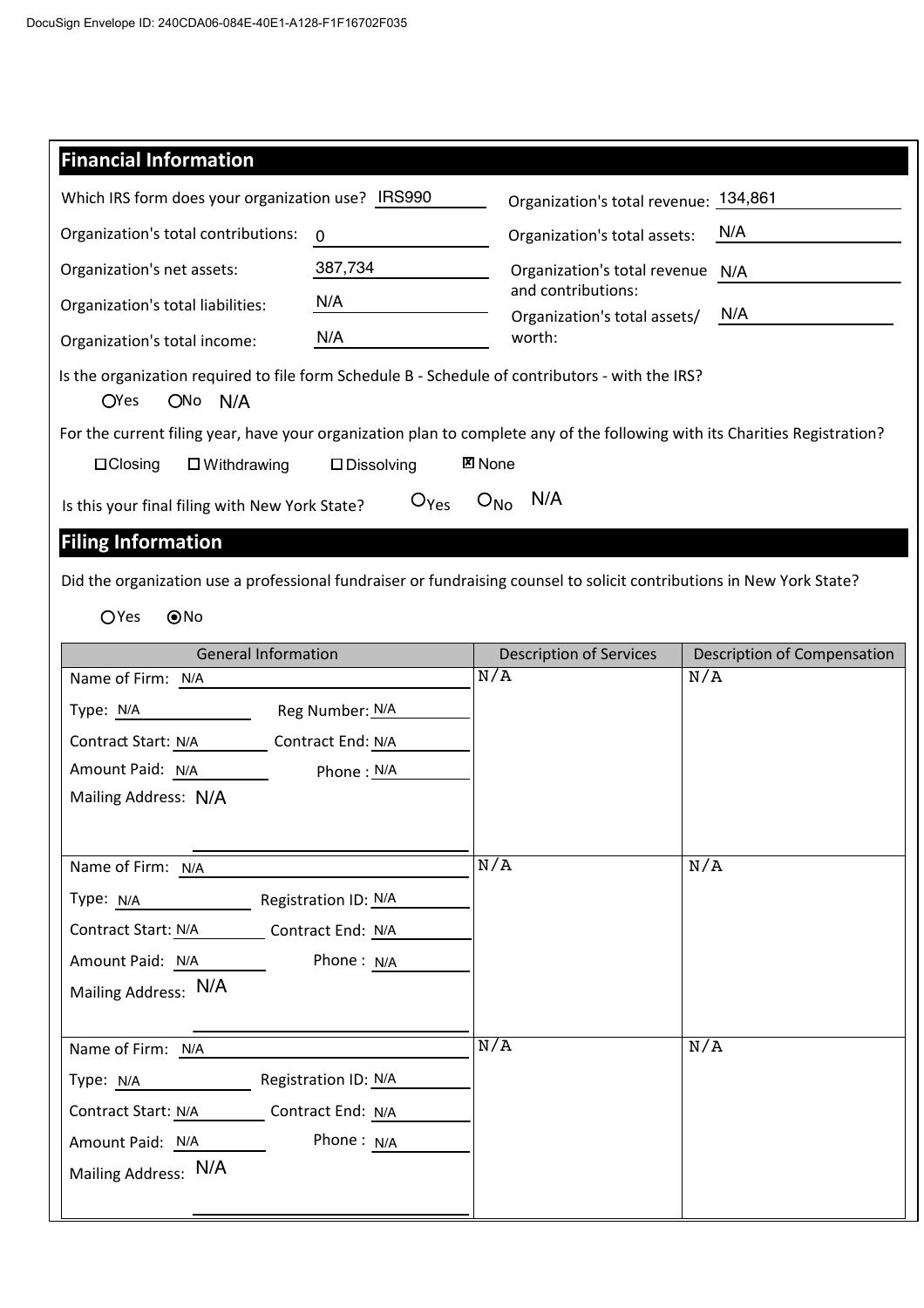## Financial Information

Which IRS form does your organization use? IRS990

Organization's total revenue: 134,861

Organization's total contributions: 0

Organization's total assets: N/A

Organization's net assets: 387,734

Organization's total revenue and contributions: N/A

Organization's total liabilities: N/A

Organization's total assets/ worth: N/A

Organization's total income: N/A

Is the organization required to file form Schedule B - Schedule of contributors - with the IRS?

○ Yes ○ No N/A

For the current filing year, have your organization plan to complete any of the following with its Charities Registration?

☐ Closing ☐ Withdrawing ☐ Dissolving ☒ None

Is this your final filing with New York State? ○ Yes ○ No N/A

## Filing Information

Did the organization use a professional fundraiser or fundraising counsel to solicit contributions in New York State?

○ Yes ◉ No

| General Information | Description of Services | Description of Compensation |
|---|---|---|
| Name of Firm: N/A<br>Type: N/A Reg Number: N/A<br>Contract Start: N/A Contract End: N/A<br>Amount Paid: N/A Phone : N/A<br>Mailing Address: N/A | N/A | N/A |
| Name of Firm: N/A<br>Type: N/A Registration ID: N/A<br>Contract Start: N/A Contract End: N/A<br>Amount Paid: N/A Phone : N/A<br>Mailing Address: N/A | N/A | N/A |
| Name of Firm: N/A<br>Type: N/A Registration ID: N/A<br>Contract Start: N/A Contract End: N/A<br>Amount Paid: N/A Phone : N/A<br>Mailing Address: N/A | N/A | N/A |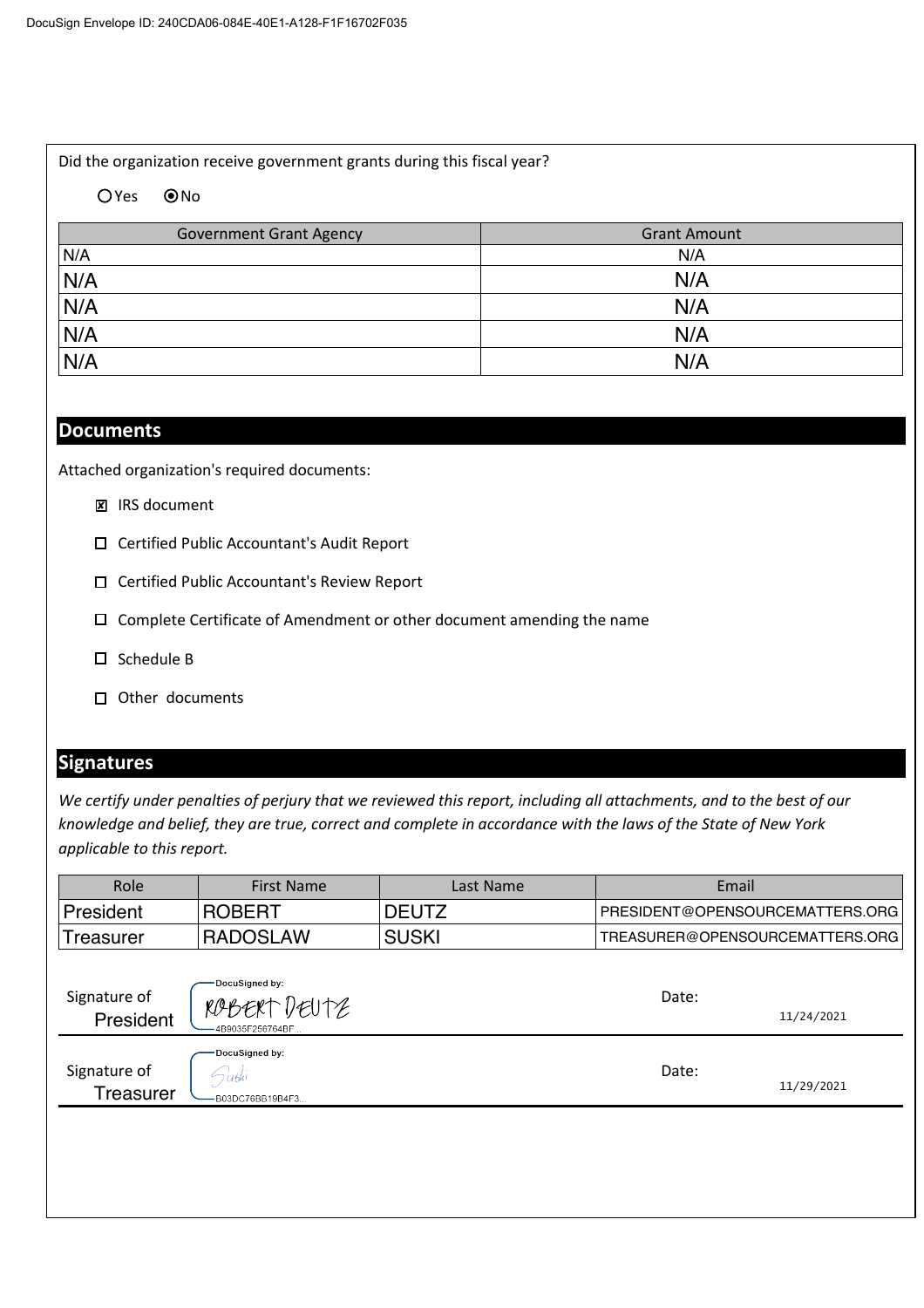Did the organization receive government grants during this fiscal year?

○ Yes ⦿ No

| Government Grant Agency | Grant Amount |
|---|---|
| N/A | N/A |
| N/A | N/A |
| N/A | N/A |
| N/A | N/A |
| N/A | N/A |

## Documents

Attached organization's required documents:

- ☒ IRS document
- ☐ Certified Public Accountant's Audit Report
- ☐ Certified Public Accountant's Review Report
- ☐ Complete Certificate of Amendment or other document amending the name
- ☐ Schedule B
- ☐ Other documents

## Signatures

*We certify under penalties of perjury that we reviewed this report, including all attachments, and to the best of our knowledge and belief, they are true, correct and complete in accordance with the laws of the State of New York applicable to this report.*

| Role | First Name | Last Name | Email |
|---|---|---|---|
| President | ROBERT | DEUTZ | PRESIDENT@OPENSOURCEMATTERS.ORG |
| Treasurer | RADOSLAW | SUSKI | TREASURER@OPENSOURCEMATTERS.ORG |

Signature of President: DocuSigned by: ROBERT DEUTZ 4B9035F256764BF... Date: 11/24/2021

Signature of Treasurer: DocuSigned by: Suski B03DC76BB19B4F3... Date: 11/29/2021